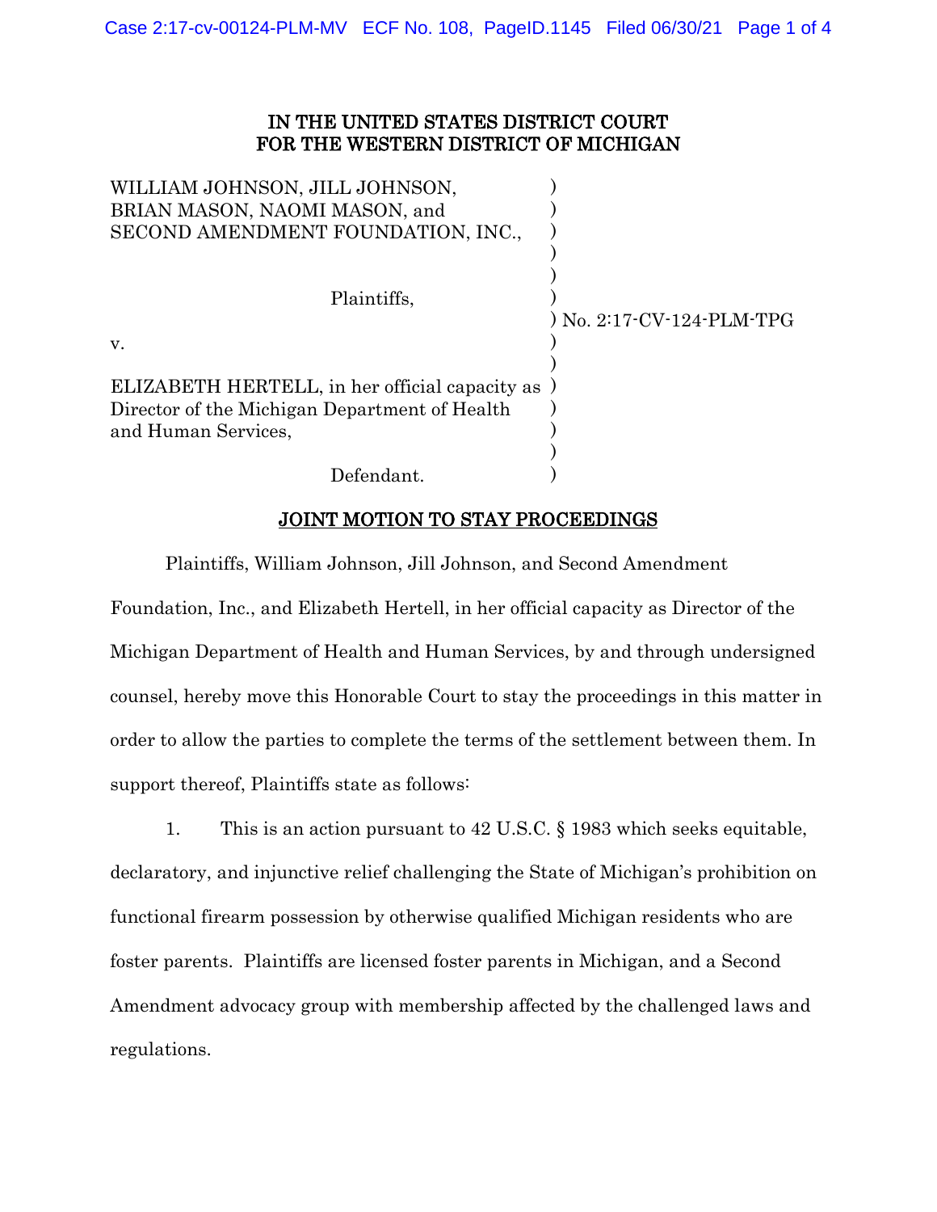IN THE UNITED STATES DISTRICT COURT
FOR THE WESTERN DISTRICT OF MICHIGAN

WILLIAM JOHNSON, JILL JOHNSON,
BRIAN MASON, NAOMI MASON, and
SECOND AMENDMENT FOUNDATION, INC.,

Plaintiffs,

v.

ELIZABETH HERTELL, in her official capacity as
Director of the Michigan Department of Health
and Human Services,

Defendant.

No. 2:17-CV-124-PLM-TPG

## JOINT MOTION TO STAY PROCEEDINGS

Plaintiffs, William Johnson, Jill Johnson, and Second Amendment Foundation, Inc., and Elizabeth Hertell, in her official capacity as Director of the Michigan Department of Health and Human Services, by and through undersigned counsel, hereby move this Honorable Court to stay the proceedings in this matter in order to allow the parties to complete the terms of the settlement between them. In support thereof, Plaintiffs state as follows:

1. This is an action pursuant to 42 U.S.C. § 1983 which seeks equitable, declaratory, and injunctive relief challenging the State of Michigan's prohibition on functional firearm possession by otherwise qualified Michigan residents who are foster parents. Plaintiffs are licensed foster parents in Michigan, and a Second Amendment advocacy group with membership affected by the challenged laws and regulations.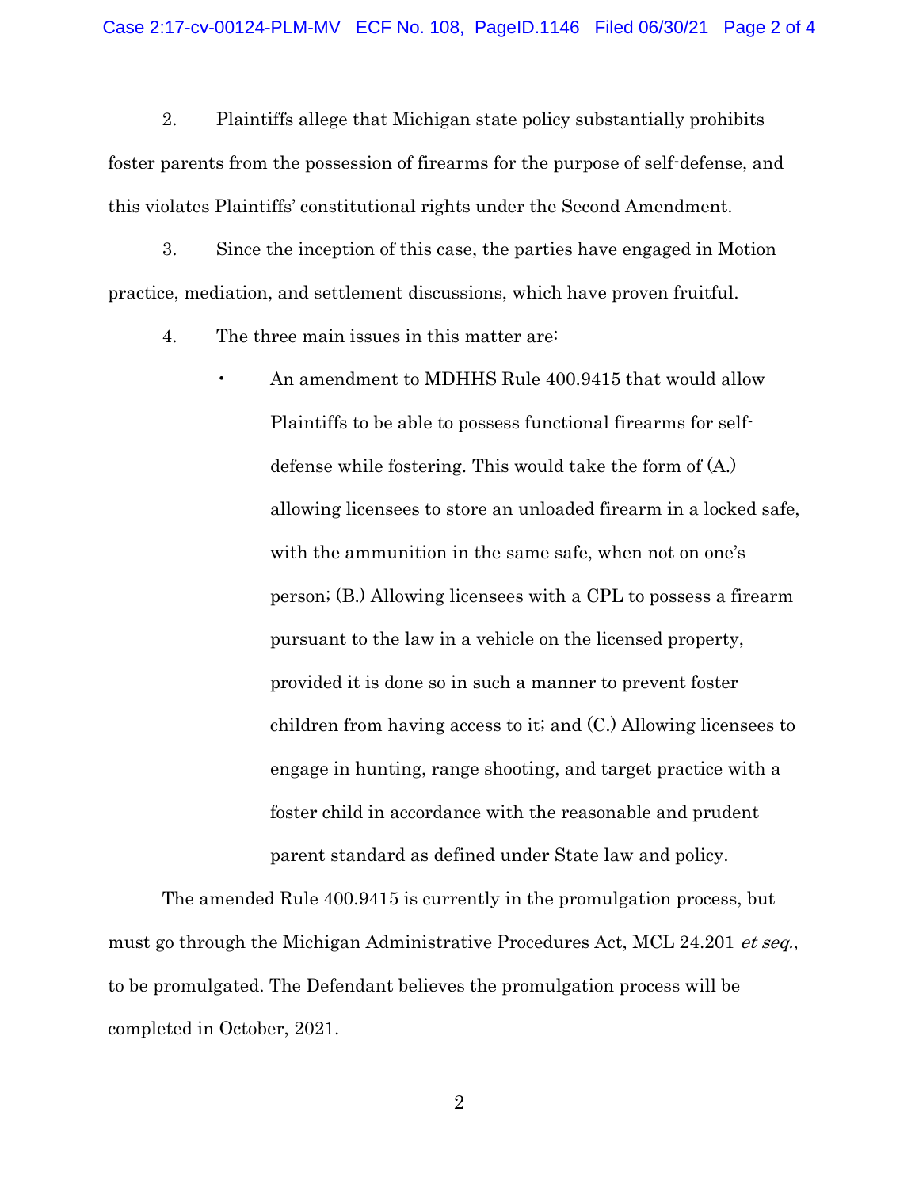2. Plaintiffs allege that Michigan state policy substantially prohibits foster parents from the possession of firearms for the purpose of self-defense, and this violates Plaintiffs' constitutional rights under the Second Amendment.

3. Since the inception of this case, the parties have engaged in Motion practice, mediation, and settlement discussions, which have proven fruitful.

4. The three main issues in this matter are:

- An amendment to MDHHS Rule 400.9415 that would allow Plaintiffs to be able to possess functional firearms for self-defense while fostering. This would take the form of (A.) allowing licensees to store an unloaded firearm in a locked safe, with the ammunition in the same safe, when not on one's person; (B.) Allowing licensees with a CPL to possess a firearm pursuant to the law in a vehicle on the licensed property, provided it is done so in such a manner to prevent foster children from having access to it; and (C.) Allowing licensees to engage in hunting, range shooting, and target practice with a foster child in accordance with the reasonable and prudent parent standard as defined under State law and policy.

The amended Rule 400.9415 is currently in the promulgation process, but must go through the Michigan Administrative Procedures Act, MCL 24.201 *et seq.*, to be promulgated. The Defendant believes the promulgation process will be completed in October, 2021.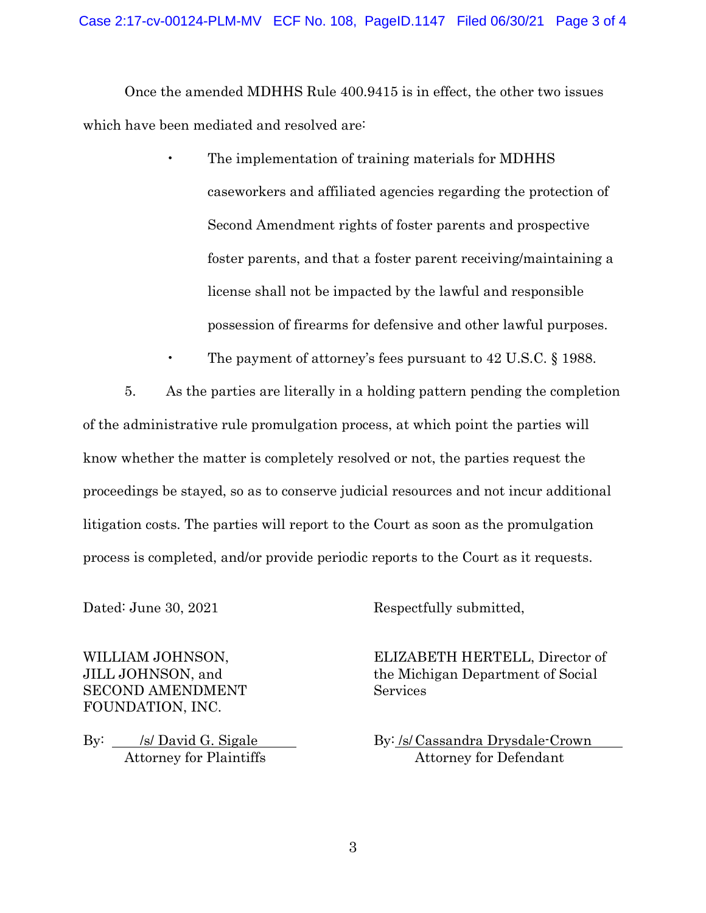Once the amended MDHHS Rule 400.9415 is in effect, the other two issues which have been mediated and resolved are:

- The implementation of training materials for MDHHS caseworkers and affiliated agencies regarding the protection of Second Amendment rights of foster parents and prospective foster parents, and that a foster parent receiving/maintaining a license shall not be impacted by the lawful and responsible possession of firearms for defensive and other lawful purposes.
- The payment of attorney's fees pursuant to 42 U.S.C. § 1988.

5. As the parties are literally in a holding pattern pending the completion of the administrative rule promulgation process, at which point the parties will know whether the matter is completely resolved or not, the parties request the proceedings be stayed, so as to conserve judicial resources and not incur additional litigation costs. The parties will report to the Court as soon as the promulgation process is completed, and/or provide periodic reports to the Court as it requests.

Dated: June 30, 2021

Respectfully submitted,

WILLIAM JOHNSON,
JILL JOHNSON, and
SECOND AMENDMENT
FOUNDATION, INC.

By: /s/ David G. Sigale
Attorney for Plaintiffs

ELIZABETH HERTELL, Director of the Michigan Department of Social Services

By: /s/ Cassandra Drysdale-Crown
Attorney for Defendant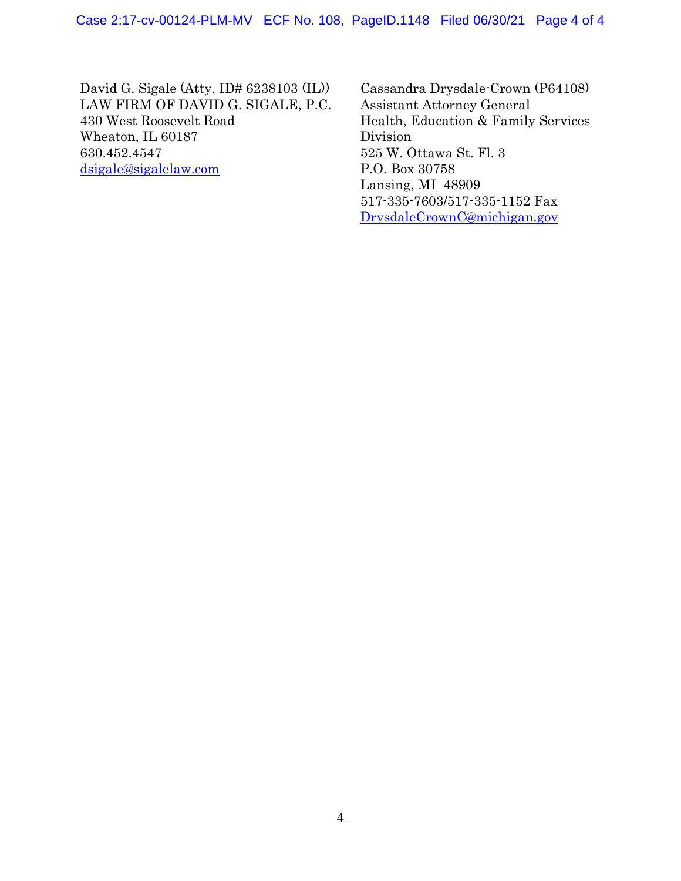David G. Sigale (Atty. ID# 6238103 (IL))
LAW FIRM OF DAVID G. SIGALE, P.C.
430 West Roosevelt Road
Wheaton, IL 60187
630.452.4547
dsigale@sigalelaw.com

Cassandra Drysdale-Crown (P64108)
Assistant Attorney General
Health, Education & Family Services Division
525 W. Ottawa St. Fl. 3
P.O. Box 30758
Lansing, MI 48909
517-335-7603/517-335-1152 Fax
DrysdaleCrownC@michigan.gov